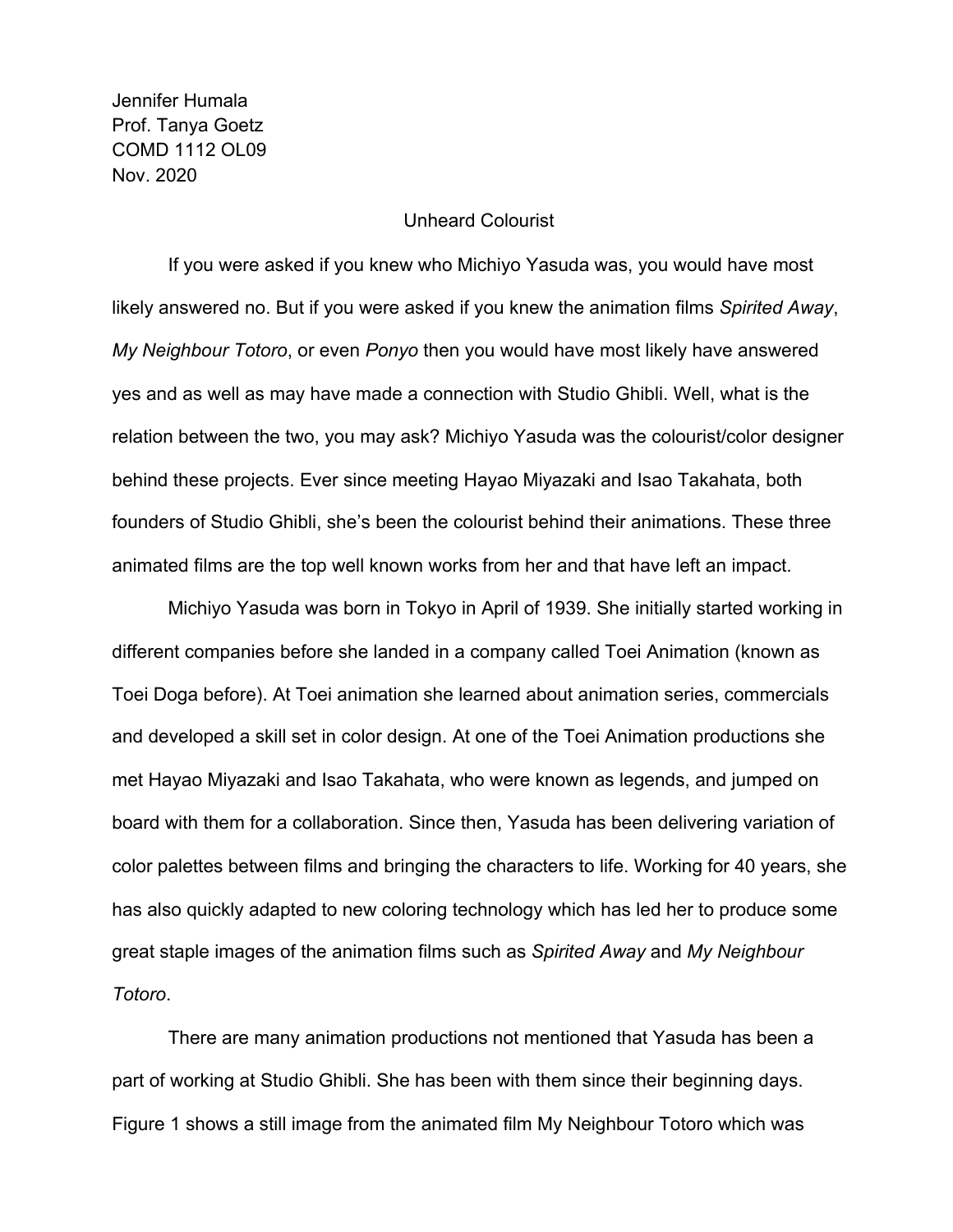Jennifer Humala
Prof. Tanya Goetz
COMD 1112 OL09
Nov. 2020

Unheard Colourist

If you were asked if you knew who Michiyo Yasuda was, you would have most likely answered no. But if you were asked if you knew the animation films *Spirited Away*, *My Neighbour Totoro*, or even *Ponyo* then you would have most likely have answered yes and as well as may have made a connection with Studio Ghibli. Well, what is the relation between the two, you may ask? Michiyo Yasuda was the colourist/color designer behind these projects. Ever since meeting Hayao Miyazaki and Isao Takahata, both founders of Studio Ghibli, she's been the colourist behind their animations. These three animated films are the top well known works from her and that have left an impact.

Michiyo Yasuda was born in Tokyo in April of 1939. She initially started working in different companies before she landed in a company called Toei Animation (known as Toei Doga before). At Toei animation she learned about animation series, commercials and developed a skill set in color design. At one of the Toei Animation productions she met Hayao Miyazaki and Isao Takahata, who were known as legends, and jumped on board with them for a collaboration. Since then, Yasuda has been delivering variation of color palettes between films and bringing the characters to life. Working for 40 years, she has also quickly adapted to new coloring technology which has led her to produce some great staple images of the animation films such as *Spirited Away* and *My Neighbour Totoro*.

There are many animation productions not mentioned that Yasuda has been a part of working at Studio Ghibli. She has been with them since their beginning days. Figure 1 shows a still image from the animated film My Neighbour Totoro which was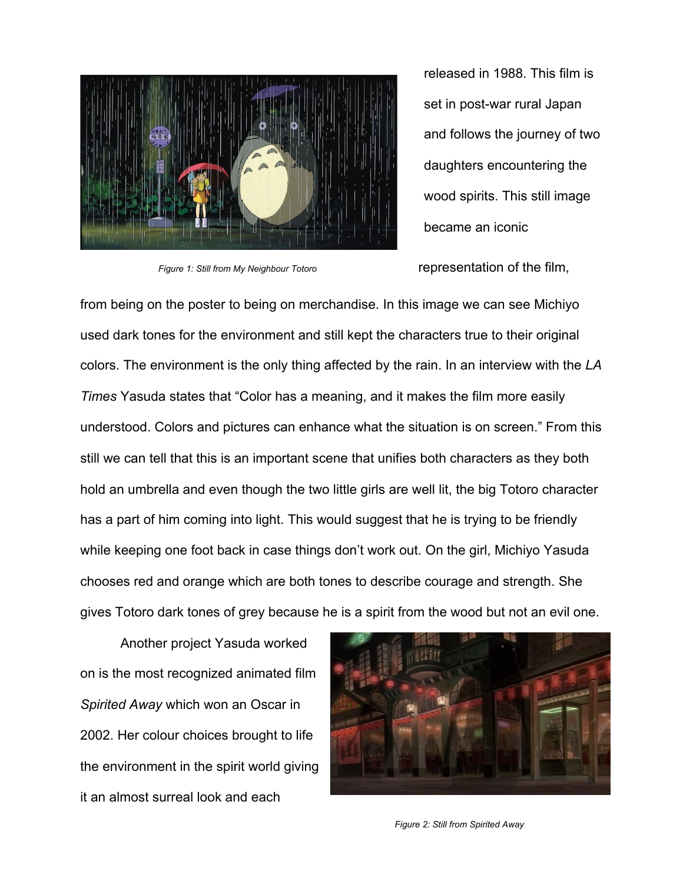released in 1988. This film is set in post-war rural Japan and follows the journey of two daughters encountering the wood spirits. This still image became an iconic representation of the film, from being on the poster to being on merchandise. In this image we can see Michiyo used dark tones for the environment and still kept the characters true to their original colors. The environment is the only thing affected by the rain. In an interview with the *LA Times* Yasuda states that “Color has a meaning, and it makes the film more easily understood. Colors and pictures can enhance what the situation is on screen.” From this still we can tell that this is an important scene that unifies both characters as they both hold an umbrella and even though the two little girls are well lit, the big Totoro character has a part of him coming into light. This would suggest that he is trying to be friendly while keeping one foot back in case things don’t work out. On the girl, Michiyo Yasuda chooses red and orange which are both tones to describe courage and strength. She gives Totoro dark tones of grey because he is a spirit from the wood but not an evil one.

*Figure 1: Still from My Neighbour Totoro*

Another project Yasuda worked on is the most recognized animated film *Spirited Away* which won an Oscar in 2002. Her colour choices brought to life the environment in the spirit world giving it an almost surreal look and each

*Figure 2: Still from Spirited Away*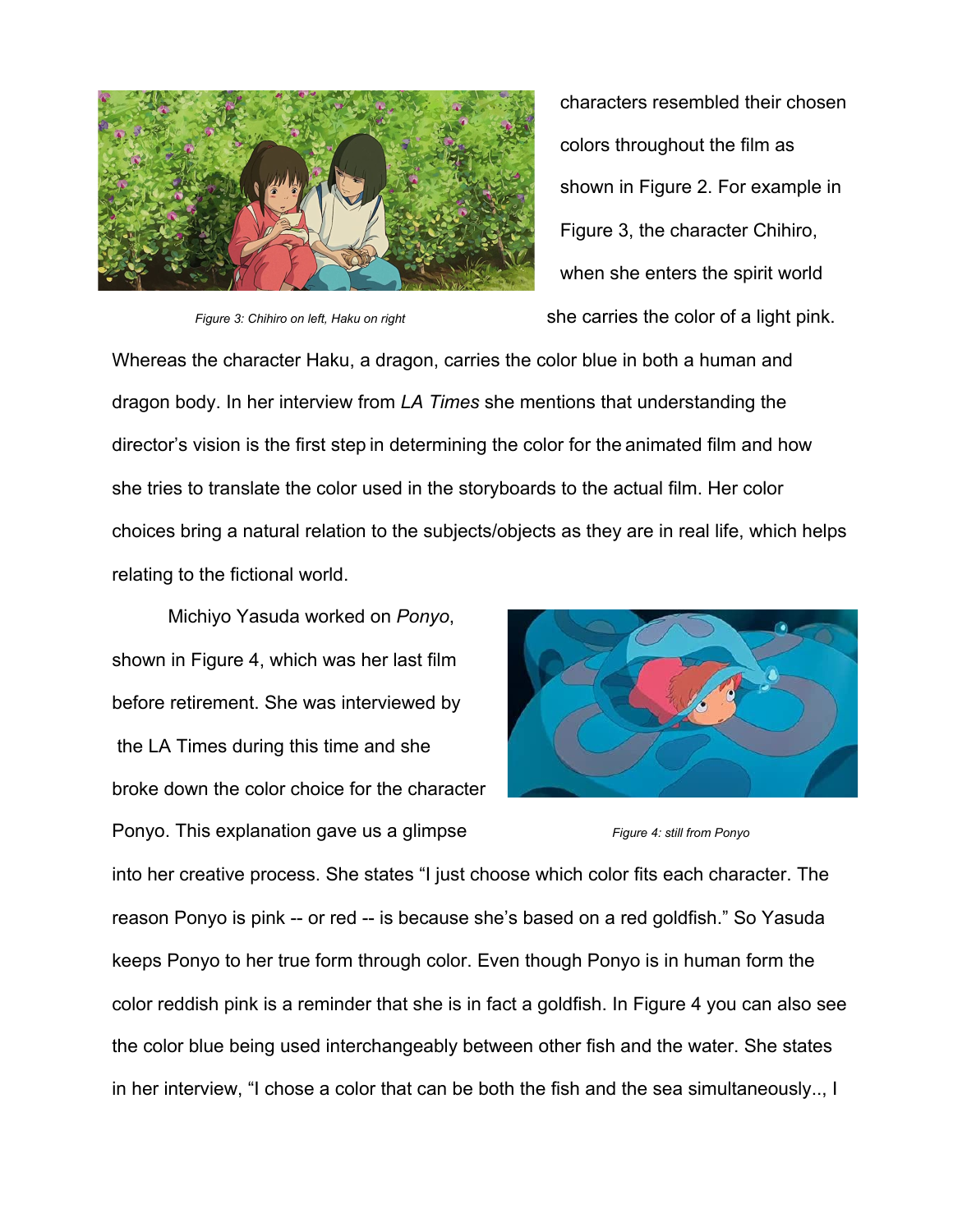characters resembled their chosen colors throughout the film as shown in Figure 2. For example in Figure 3, the character Chihiro, when she enters the spirit world she carries the color of a light pink.

*Figure 3: Chihiro on left, Haku on right*

Whereas the character Haku, a dragon, carries the color blue in both a human and dragon body. In her interview from *LA Times* she mentions that understanding the director's vision is the first step in determining the color for the animated film and how she tries to translate the color used in the storyboards to the actual film. Her color choices bring a natural relation to the subjects/objects as they are in real life, which helps relating to the fictional world.

Michiyo Yasuda worked on *Ponyo*, shown in Figure 4, which was her last film before retirement. She was interviewed by the LA Times during this time and she broke down the color choice for the character Ponyo. This explanation gave us a glimpse into her creative process. She states "I just choose which color fits each character. The reason Ponyo is pink -- or red -- is because she's based on a red goldfish." So Yasuda keeps Ponyo to her true form through color. Even though Ponyo is in human form the color reddish pink is a reminder that she is in fact a goldfish. In Figure 4 you can also see the color blue being used interchangeably between other fish and the water. She states in her interview, "I chose a color that can be both the fish and the sea simultaneously.., I

*Figure 4: still from Ponyo*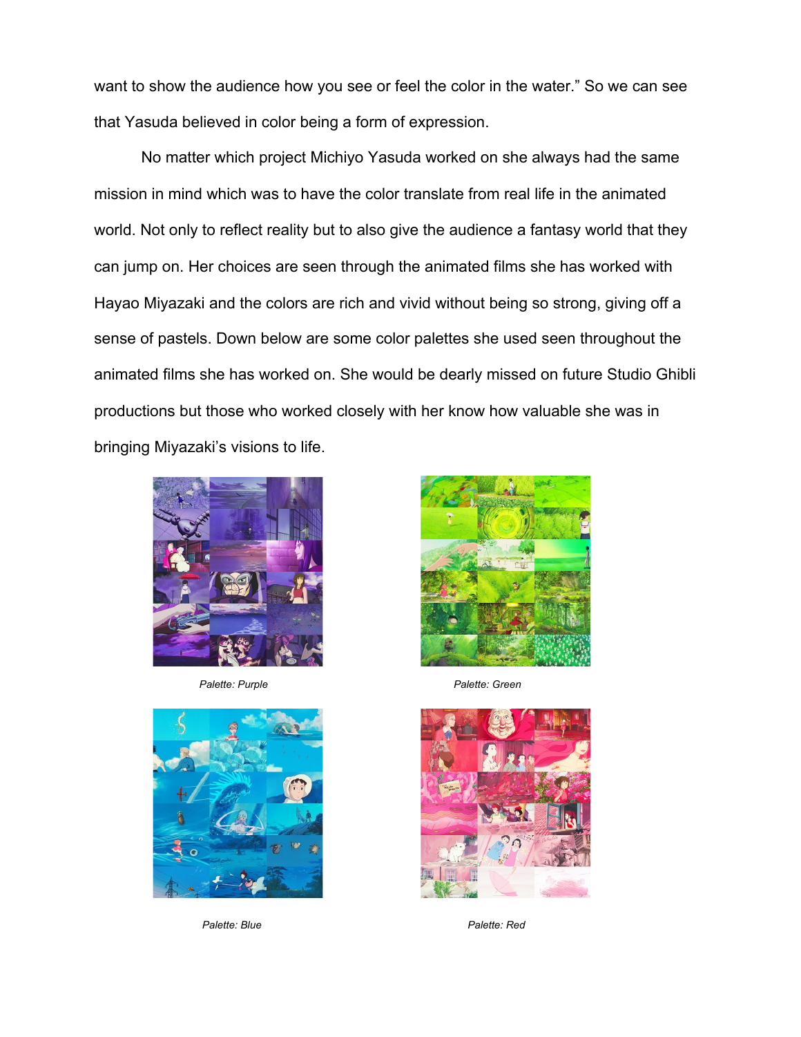want to show the audience how you see or feel the color in the water." So we can see that Yasuda believed in color being a form of expression.

No matter which project Michiyo Yasuda worked on she always had the same mission in mind which was to have the color translate from real life in the animated world. Not only to reflect reality but to also give the audience a fantasy world that they can jump on. Her choices are seen through the animated films she has worked with Hayao Miyazaki and the colors are rich and vivid without being so strong, giving off a sense of pastels. Down below are some color palettes she used seen throughout the animated films she has worked on. She would be dearly missed on future Studio Ghibli productions but those who worked closely with her know how valuable she was in bringing Miyazaki's visions to life.

*Palette: Purple*

*Palette: Green*

*Palette: Blue*

*Palette: Red*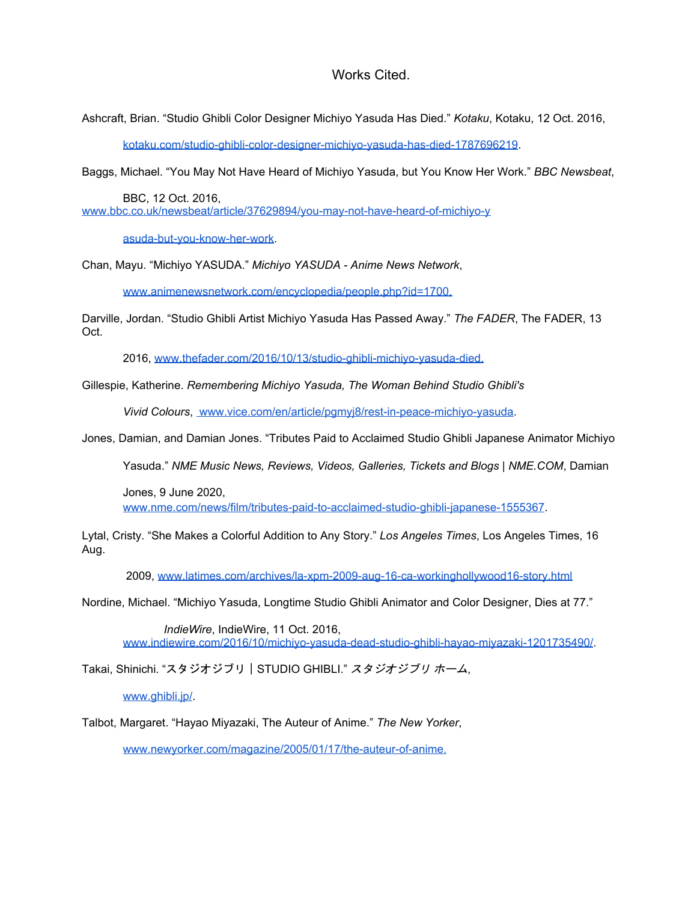# Works Cited.

Ashcraft, Brian. "Studio Ghibli Color Designer Michiyo Yasuda Has Died." *Kotaku*, Kotaku, 12 Oct. 2016, kotaku.com/studio-ghibli-color-designer-michiyo-yasuda-has-died-1787696219.

Baggs, Michael. "You May Not Have Heard of Michiyo Yasuda, but You Know Her Work." *BBC Newsbeat*, BBC, 12 Oct. 2016, www.bbc.co.uk/newsbeat/article/37629894/you-may-not-have-heard-of-michiyo-yasuda-but-you-know-her-work.

Chan, Mayu. "Michiyo YASUDA." *Michiyo YASUDA - Anime News Network*, www.animenewsnetwork.com/encyclopedia/people.php?id=1700.

Darville, Jordan. "Studio Ghibli Artist Michiyo Yasuda Has Passed Away." *The FADER*, The FADER, 13 Oct. 2016, www.thefader.com/2016/10/13/studio-ghibli-michiyo-yasuda-died.

Gillespie, Katherine. *Remembering Michiyo Yasuda, The Woman Behind Studio Ghibli's Vivid Colours*, www.vice.com/en/article/pgmyj8/rest-in-peace-michiyo-yasuda.

Jones, Damian, and Damian Jones. "Tributes Paid to Acclaimed Studio Ghibli Japanese Animator Michiyo Yasuda." *NME Music News, Reviews, Videos, Galleries, Tickets and Blogs | NME.COM*, Damian Jones, 9 June 2020, www.nme.com/news/film/tributes-paid-to-acclaimed-studio-ghibli-japanese-1555367.

Lytal, Cristy. "She Makes a Colorful Addition to Any Story." *Los Angeles Times*, Los Angeles Times, 16 Aug. 2009, www.latimes.com/archives/la-xpm-2009-aug-16-ca-workinghollywood16-story.html

Nordine, Michael. "Michiyo Yasuda, Longtime Studio Ghibli Animator and Color Designer, Dies at 77." *IndieWire*, IndieWire, 11 Oct. 2016, www.indiewire.com/2016/10/michiyo-yasuda-dead-studio-ghibli-hayao-miyazaki-1201735490/.

Takai, Shinichi. "スタジオジブリ｜STUDIO GHIBLI." *スタジオジブリ ホーム*, www.ghibli.jp/.

Talbot, Margaret. "Hayao Miyazaki, The Auteur of Anime." *The New Yorker*, www.newyorker.com/magazine/2005/01/17/the-auteur-of-anime.